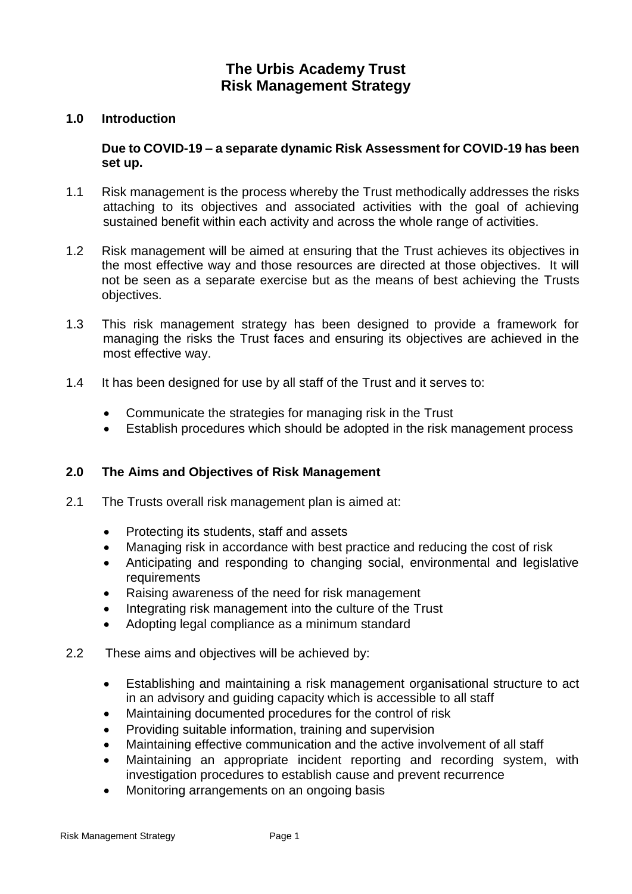# The Urbis Academy Trust
# Risk Management Strategy

## 1.0 Introduction

**Due to COVID-19 – a separate dynamic Risk Assessment for COVID-19 has been set up.**

1.1 Risk management is the process whereby the Trust methodically addresses the risks attaching to its objectives and associated activities with the goal of achieving sustained benefit within each activity and across the whole range of activities.

1.2 Risk management will be aimed at ensuring that the Trust achieves its objectives in the most effective way and those resources are directed at those objectives. It will not be seen as a separate exercise but as the means of best achieving the Trusts objectives.

1.3 This risk management strategy has been designed to provide a framework for managing the risks the Trust faces and ensuring its objectives are achieved in the most effective way.

1.4 It has been designed for use by all staff of the Trust and it serves to:

- Communicate the strategies for managing risk in the Trust
- Establish procedures which should be adopted in the risk management process

## 2.0 The Aims and Objectives of Risk Management

2.1 The Trusts overall risk management plan is aimed at:

- Protecting its students, staff and assets
- Managing risk in accordance with best practice and reducing the cost of risk
- Anticipating and responding to changing social, environmental and legislative requirements
- Raising awareness of the need for risk management
- Integrating risk management into the culture of the Trust
- Adopting legal compliance as a minimum standard

2.2 These aims and objectives will be achieved by:

- Establishing and maintaining a risk management organisational structure to act in an advisory and guiding capacity which is accessible to all staff
- Maintaining documented procedures for the control of risk
- Providing suitable information, training and supervision
- Maintaining effective communication and the active involvement of all staff
- Maintaining an appropriate incident reporting and recording system, with investigation procedures to establish cause and prevent recurrence
- Monitoring arrangements on an ongoing basis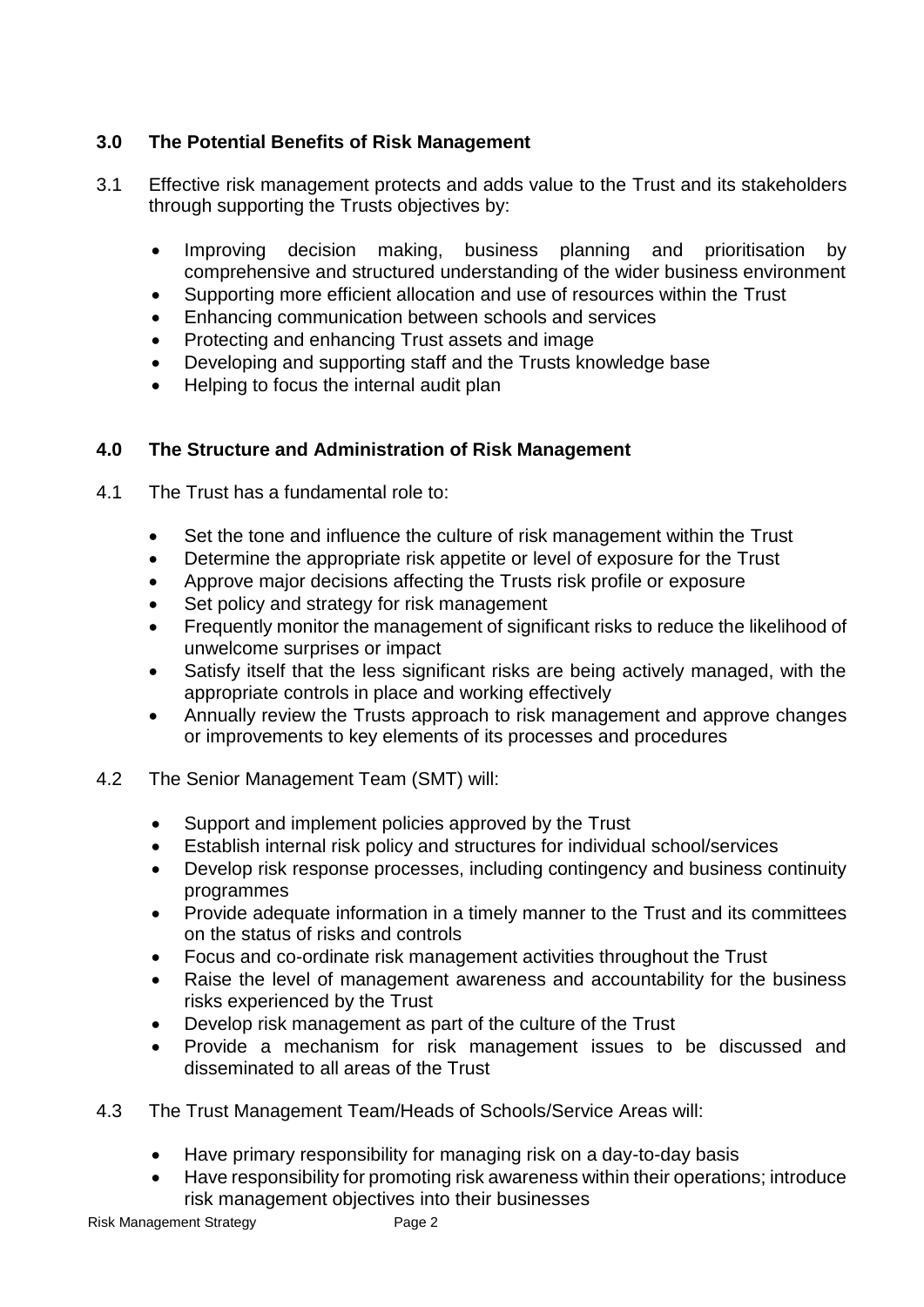## 3.0 The Potential Benefits of Risk Management

3.1 Effective risk management protects and adds value to the Trust and its stakeholders through supporting the Trusts objectives by:

- Improving decision making, business planning and prioritisation by comprehensive and structured understanding of the wider business environment
- Supporting more efficient allocation and use of resources within the Trust
- Enhancing communication between schools and services
- Protecting and enhancing Trust assets and image
- Developing and supporting staff and the Trusts knowledge base
- Helping to focus the internal audit plan

## 4.0 The Structure and Administration of Risk Management

4.1 The Trust has a fundamental role to:

- Set the tone and influence the culture of risk management within the Trust
- Determine the appropriate risk appetite or level of exposure for the Trust
- Approve major decisions affecting the Trusts risk profile or exposure
- Set policy and strategy for risk management
- Frequently monitor the management of significant risks to reduce the likelihood of unwelcome surprises or impact
- Satisfy itself that the less significant risks are being actively managed, with the appropriate controls in place and working effectively
- Annually review the Trusts approach to risk management and approve changes or improvements to key elements of its processes and procedures

4.2 The Senior Management Team (SMT) will:

- Support and implement policies approved by the Trust
- Establish internal risk policy and structures for individual school/services
- Develop risk response processes, including contingency and business continuity programmes
- Provide adequate information in a timely manner to the Trust and its committees on the status of risks and controls
- Focus and co-ordinate risk management activities throughout the Trust
- Raise the level of management awareness and accountability for the business risks experienced by the Trust
- Develop risk management as part of the culture of the Trust
- Provide a mechanism for risk management issues to be discussed and disseminated to all areas of the Trust

4.3 The Trust Management Team/Heads of Schools/Service Areas will:

- Have primary responsibility for managing risk on a day-to-day basis
- Have responsibility for promoting risk awareness within their operations; introduce risk management objectives into their businesses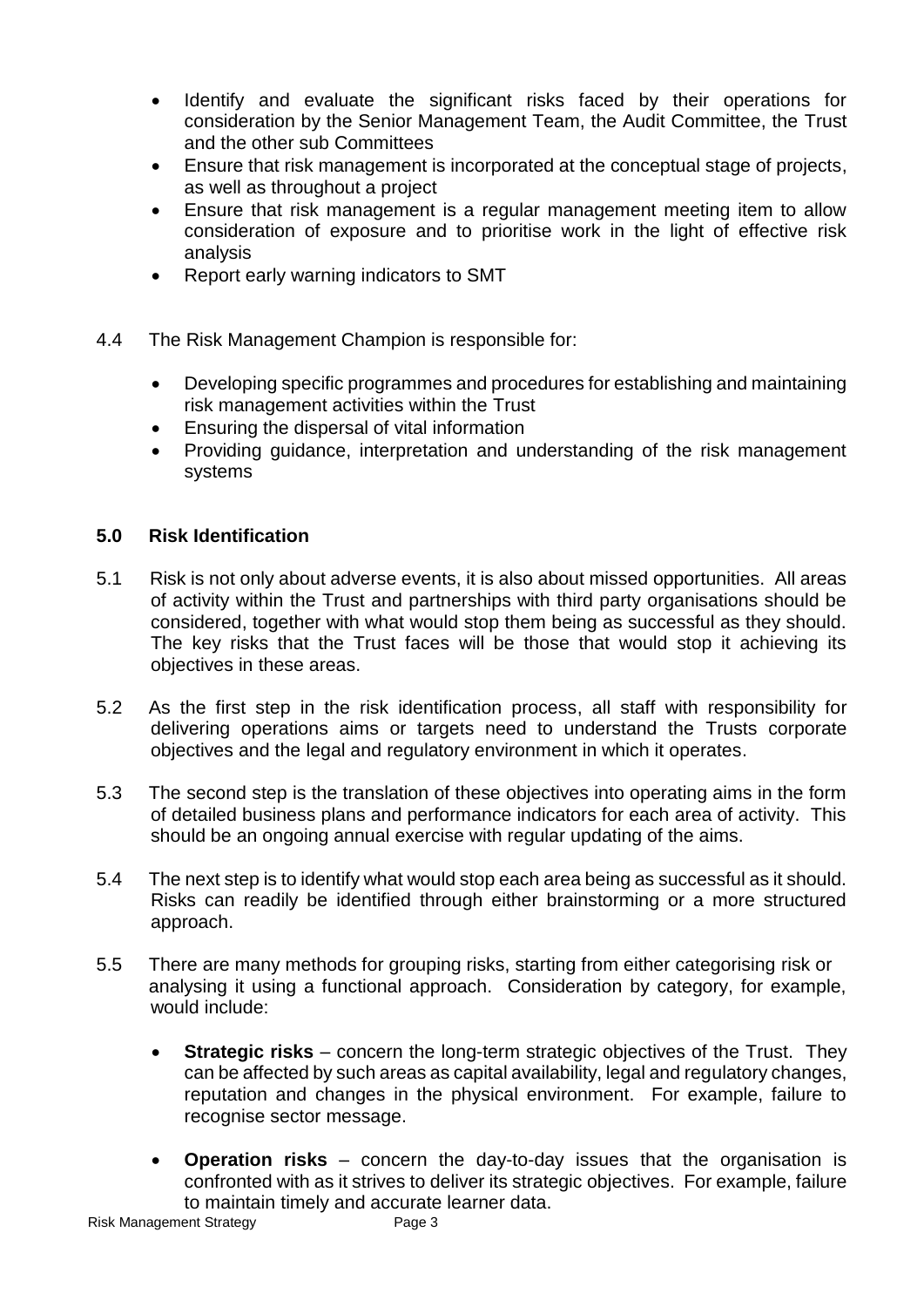- Identify and evaluate the significant risks faced by their operations for consideration by the Senior Management Team, the Audit Committee, the Trust and the other sub Committees
- Ensure that risk management is incorporated at the conceptual stage of projects, as well as throughout a project
- Ensure that risk management is a regular management meeting item to allow consideration of exposure and to prioritise work in the light of effective risk analysis
- Report early warning indicators to SMT

4.4 The Risk Management Champion is responsible for:

- Developing specific programmes and procedures for establishing and maintaining risk management activities within the Trust
- Ensuring the dispersal of vital information
- Providing guidance, interpretation and understanding of the risk management systems

## 5.0 Risk Identification

5.1 Risk is not only about adverse events, it is also about missed opportunities. All areas of activity within the Trust and partnerships with third party organisations should be considered, together with what would stop them being as successful as they should. The key risks that the Trust faces will be those that would stop it achieving its objectives in these areas.

5.2 As the first step in the risk identification process, all staff with responsibility for delivering operations aims or targets need to understand the Trusts corporate objectives and the legal and regulatory environment in which it operates.

5.3 The second step is the translation of these objectives into operating aims in the form of detailed business plans and performance indicators for each area of activity. This should be an ongoing annual exercise with regular updating of the aims.

5.4 The next step is to identify what would stop each area being as successful as it should. Risks can readily be identified through either brainstorming or a more structured approach.

5.5 There are many methods for grouping risks, starting from either categorising risk or analysing it using a functional approach. Consideration by category, for example, would include:

- **Strategic risks** – concern the long-term strategic objectives of the Trust. They can be affected by such areas as capital availability, legal and regulatory changes, reputation and changes in the physical environment. For example, failure to recognise sector message.

- **Operation risks** – concern the day-to-day issues that the organisation is confronted with as it strives to deliver its strategic objectives. For example, failure to maintain timely and accurate learner data.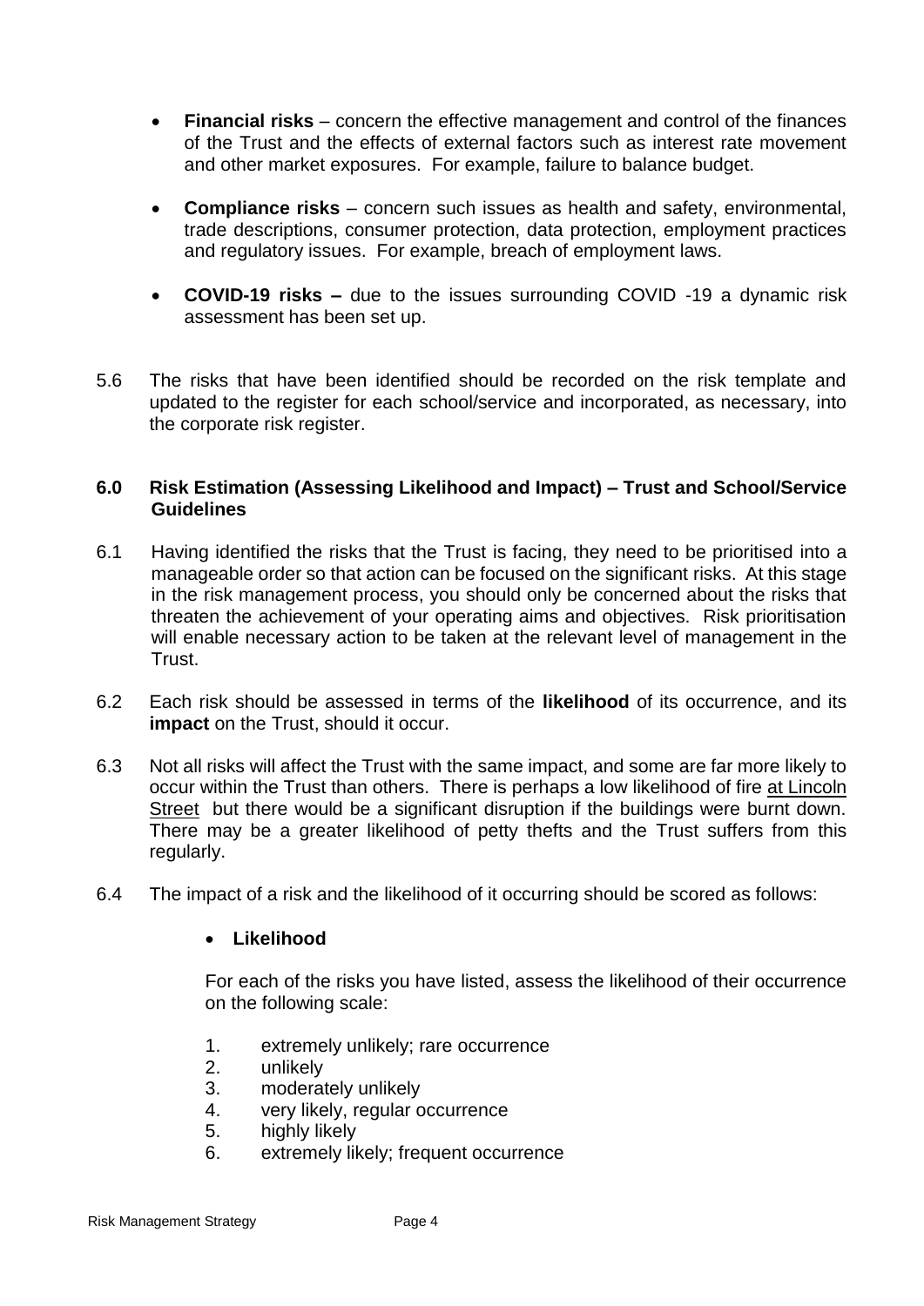- **Financial risks** – concern the effective management and control of the finances of the Trust and the effects of external factors such as interest rate movement and other market exposures. For example, failure to balance budget.

- **Compliance risks** – concern such issues as health and safety, environmental, trade descriptions, consumer protection, data protection, employment practices and regulatory issues. For example, breach of employment laws.

- **COVID-19 risks –** due to the issues surrounding COVID -19 a dynamic risk assessment has been set up.

5.6 The risks that have been identified should be recorded on the risk template and updated to the register for each school/service and incorporated, as necessary, into the corporate risk register.

## 6.0 Risk Estimation (Assessing Likelihood and Impact) – Trust and School/Service Guidelines

6.1 Having identified the risks that the Trust is facing, they need to be prioritised into a manageable order so that action can be focused on the significant risks. At this stage in the risk management process, you should only be concerned about the risks that threaten the achievement of your operating aims and objectives. Risk prioritisation will enable necessary action to be taken at the relevant level of management in the Trust.

6.2 Each risk should be assessed in terms of the **likelihood** of its occurrence, and its **impact** on the Trust, should it occur.

6.3 Not all risks will affect the Trust with the same impact, and some are far more likely to occur within the Trust than others. There is perhaps a low likelihood of fire at Lincoln Street but there would be a significant disruption if the buildings were burnt down. There may be a greater likelihood of petty thefts and the Trust suffers from this regularly.

6.4 The impact of a risk and the likelihood of it occurring should be scored as follows:

- **Likelihood**

  For each of the risks you have listed, assess the likelihood of their occurrence on the following scale:

  1. extremely unlikely; rare occurrence
  2. unlikely
  3. moderately unlikely
  4. very likely, regular occurrence
  5. highly likely
  6. extremely likely; frequent occurrence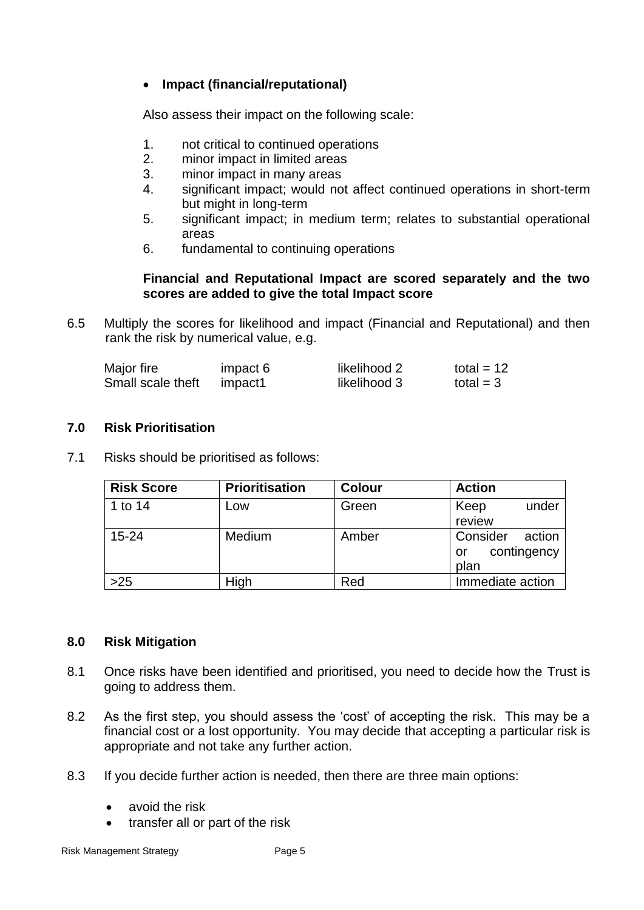- **Impact (financial/reputational)**

  Also assess their impact on the following scale:

  1. not critical to continued operations
  2. minor impact in limited areas
  3. minor impact in many areas
  4. significant impact; would not affect continued operations in short-term but might in long-term
  5. significant impact; in medium term; relates to substantial operational areas
  6. fundamental to continuing operations

  **Financial and Reputational Impact are scored separately and the two scores are added to give the total Impact score**

6.5 Multiply the scores for likelihood and impact (Financial and Reputational) and then rank the risk by numerical value, e.g.

| | | | |
|---|---|---|---|
| Major fire | impact 6 | likelihood 2 | total = 12 |
| Small scale theft | impact1 | likelihood 3 | total = 3 |

## 7.0 Risk Prioritisation

7.1 Risks should be prioritised as follows:

| Risk Score | Prioritisation | Colour | Action |
|---|---|---|---|
| 1 to 14 | Low | Green | Keep under review |
| 15-24 | Medium | Amber | Consider action or contingency plan |
| >25 | High | Red | Immediate action |

## 8.0 Risk Mitigation

8.1 Once risks have been identified and prioritised, you need to decide how the Trust is going to address them.

8.2 As the first step, you should assess the 'cost' of accepting the risk. This may be a financial cost or a lost opportunity. You may decide that accepting a particular risk is appropriate and not take any further action.

8.3 If you decide further action is needed, then there are three main options:

- avoid the risk
- transfer all or part of the risk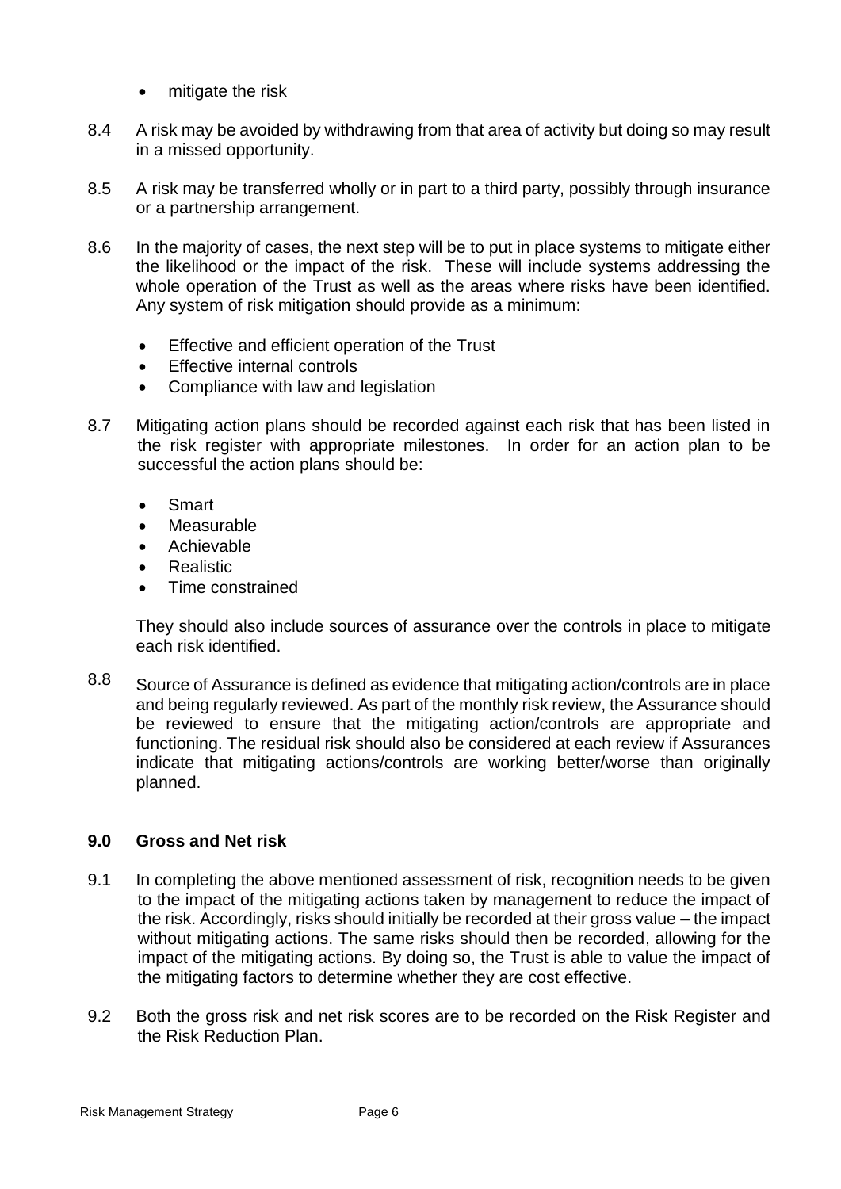- mitigate the risk

8.4 A risk may be avoided by withdrawing from that area of activity but doing so may result in a missed opportunity.

8.5 A risk may be transferred wholly or in part to a third party, possibly through insurance or a partnership arrangement.

8.6 In the majority of cases, the next step will be to put in place systems to mitigate either the likelihood or the impact of the risk. These will include systems addressing the whole operation of the Trust as well as the areas where risks have been identified. Any system of risk mitigation should provide as a minimum:

- Effective and efficient operation of the Trust
- Effective internal controls
- Compliance with law and legislation

8.7 Mitigating action plans should be recorded against each risk that has been listed in the risk register with appropriate milestones. In order for an action plan to be successful the action plans should be:

- Smart
- Measurable
- Achievable
- Realistic
- Time constrained

They should also include sources of assurance over the controls in place to mitigate each risk identified.

8.8 Source of Assurance is defined as evidence that mitigating action/controls are in place and being regularly reviewed. As part of the monthly risk review, the Assurance should be reviewed to ensure that the mitigating action/controls are appropriate and functioning. The residual risk should also be considered at each review if Assurances indicate that mitigating actions/controls are working better/worse than originally planned.

## 9.0 Gross and Net risk

9.1 In completing the above mentioned assessment of risk, recognition needs to be given to the impact of the mitigating actions taken by management to reduce the impact of the risk. Accordingly, risks should initially be recorded at their gross value – the impact without mitigating actions. The same risks should then be recorded, allowing for the impact of the mitigating actions. By doing so, the Trust is able to value the impact of the mitigating factors to determine whether they are cost effective.

9.2 Both the gross risk and net risk scores are to be recorded on the Risk Register and the Risk Reduction Plan.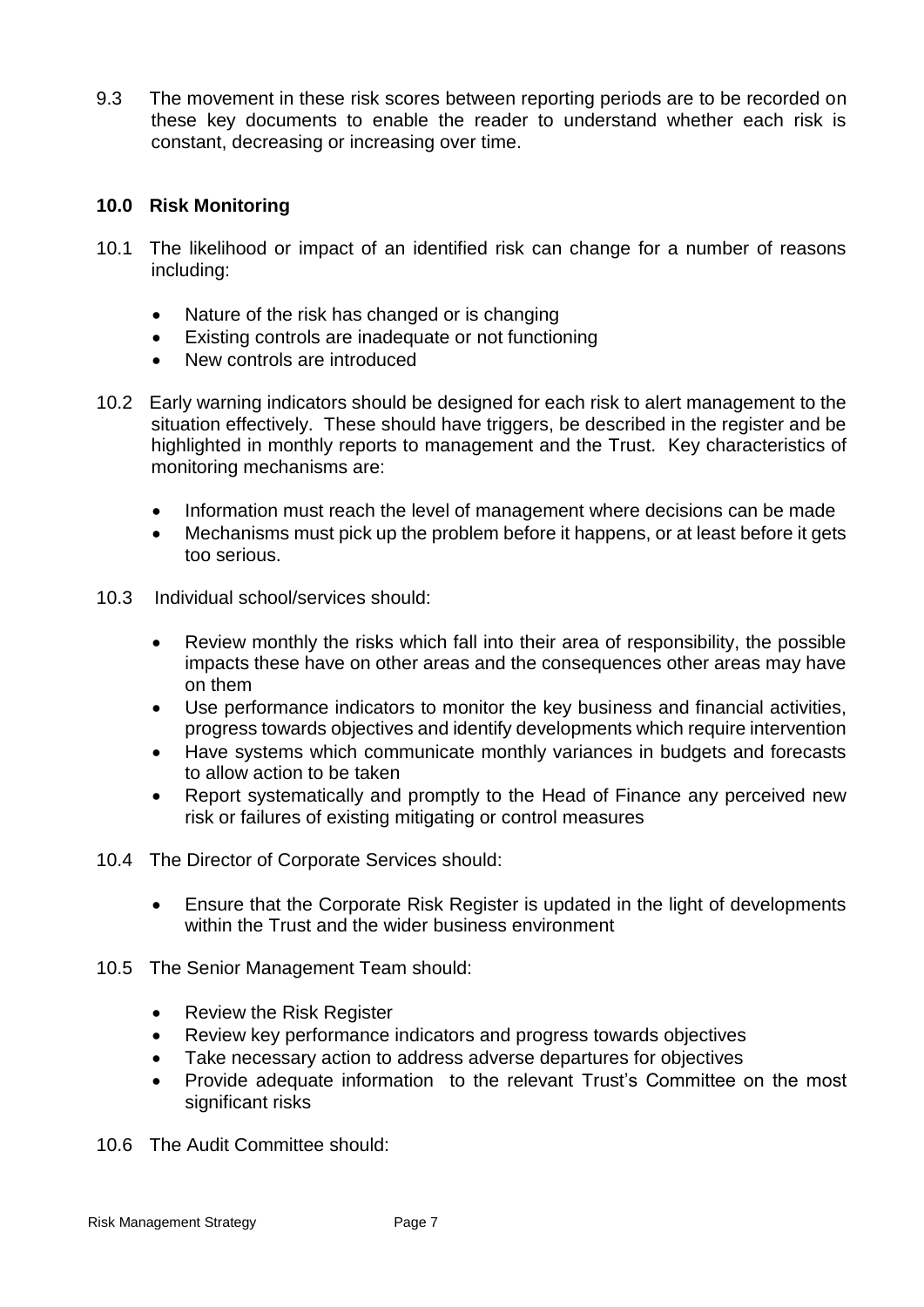9.3 The movement in these risk scores between reporting periods are to be recorded on these key documents to enable the reader to understand whether each risk is constant, decreasing or increasing over time.

## 10.0 Risk Monitoring

10.1 The likelihood or impact of an identified risk can change for a number of reasons including:

- Nature of the risk has changed or is changing
- Existing controls are inadequate or not functioning
- New controls are introduced

10.2 Early warning indicators should be designed for each risk to alert management to the situation effectively. These should have triggers, be described in the register and be highlighted in monthly reports to management and the Trust. Key characteristics of monitoring mechanisms are:

- Information must reach the level of management where decisions can be made
- Mechanisms must pick up the problem before it happens, or at least before it gets too serious.

10.3 Individual school/services should:

- Review monthly the risks which fall into their area of responsibility, the possible impacts these have on other areas and the consequences other areas may have on them
- Use performance indicators to monitor the key business and financial activities, progress towards objectives and identify developments which require intervention
- Have systems which communicate monthly variances in budgets and forecasts to allow action to be taken
- Report systematically and promptly to the Head of Finance any perceived new risk or failures of existing mitigating or control measures

10.4 The Director of Corporate Services should:

- Ensure that the Corporate Risk Register is updated in the light of developments within the Trust and the wider business environment

10.5 The Senior Management Team should:

- Review the Risk Register
- Review key performance indicators and progress towards objectives
- Take necessary action to address adverse departures for objectives
- Provide adequate information to the relevant Trust's Committee on the most significant risks

10.6 The Audit Committee should: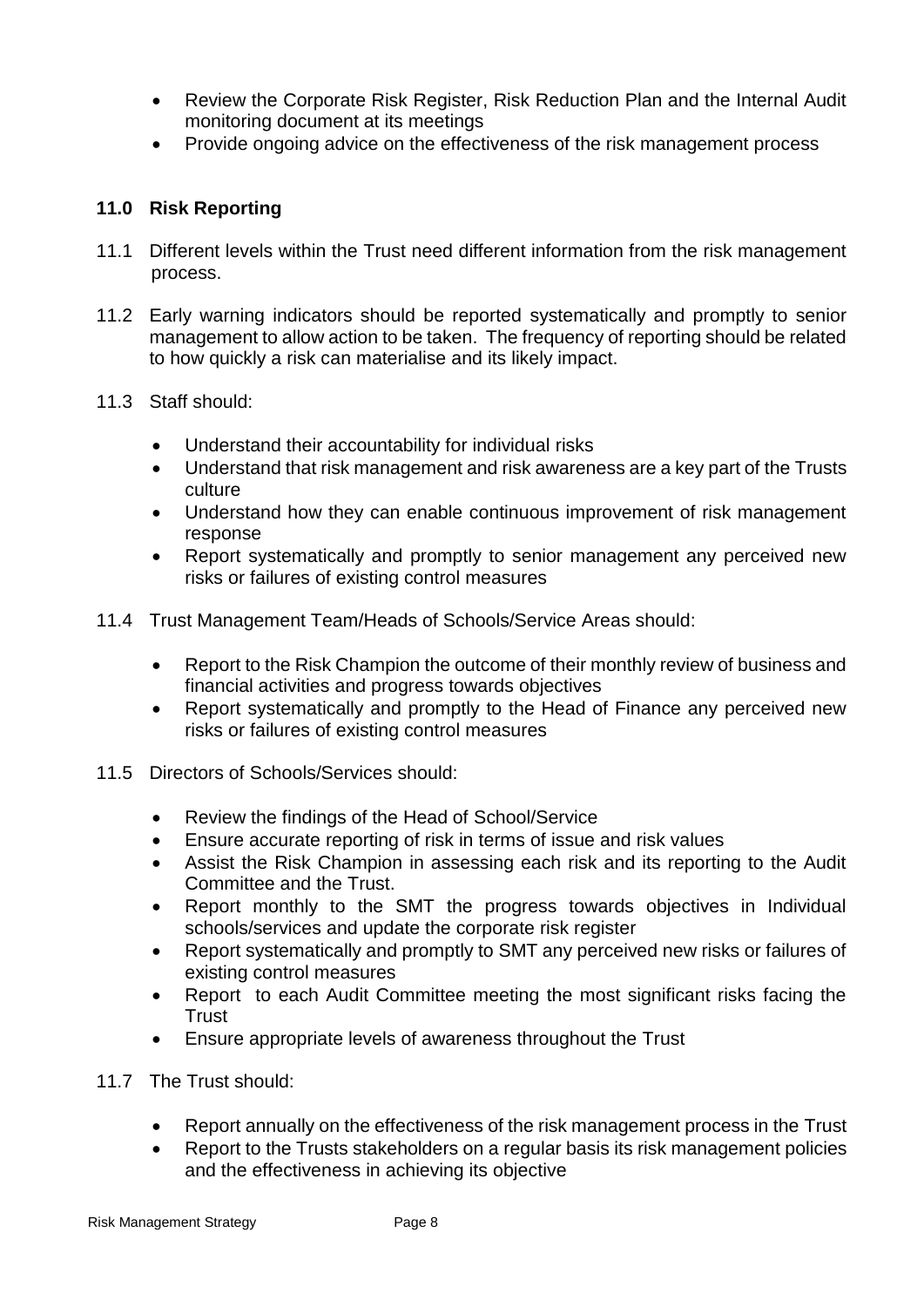- Review the Corporate Risk Register, Risk Reduction Plan and the Internal Audit monitoring document at its meetings
- Provide ongoing advice on the effectiveness of the risk management process

## 11.0 Risk Reporting

11.1 Different levels within the Trust need different information from the risk management process.

11.2 Early warning indicators should be reported systematically and promptly to senior management to allow action to be taken. The frequency of reporting should be related to how quickly a risk can materialise and its likely impact.

11.3 Staff should:

- Understand their accountability for individual risks
- Understand that risk management and risk awareness are a key part of the Trusts culture
- Understand how they can enable continuous improvement of risk management response
- Report systematically and promptly to senior management any perceived new risks or failures of existing control measures

11.4 Trust Management Team/Heads of Schools/Service Areas should:

- Report to the Risk Champion the outcome of their monthly review of business and financial activities and progress towards objectives
- Report systematically and promptly to the Head of Finance any perceived new risks or failures of existing control measures

11.5 Directors of Schools/Services should:

- Review the findings of the Head of School/Service
- Ensure accurate reporting of risk in terms of issue and risk values
- Assist the Risk Champion in assessing each risk and its reporting to the Audit Committee and the Trust.
- Report monthly to the SMT the progress towards objectives in Individual schools/services and update the corporate risk register
- Report systematically and promptly to SMT any perceived new risks or failures of existing control measures
- Report to each Audit Committee meeting the most significant risks facing the Trust
- Ensure appropriate levels of awareness throughout the Trust

11.7 The Trust should:

- Report annually on the effectiveness of the risk management process in the Trust
- Report to the Trusts stakeholders on a regular basis its risk management policies and the effectiveness in achieving its objective